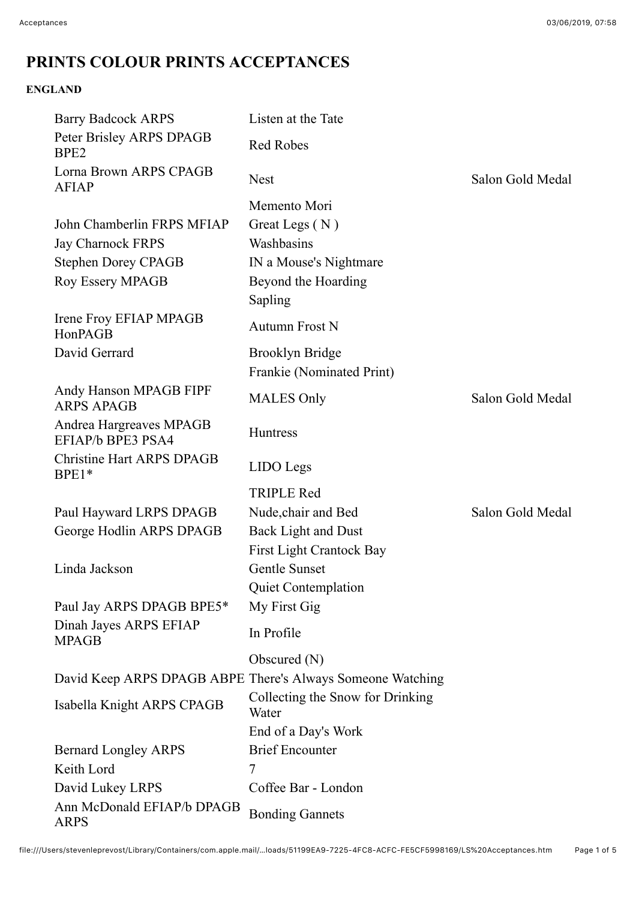# PRINTS COLOUR PRINTS ACCEPTANCES

**ENGLAND**

| | | |
|---|---|---|
| Barry Badcock ARPS | Listen at the Tate | |
| Peter Brisley ARPS DPAGB BPE2 | Red Robes | |
| Lorna Brown ARPS CPAGB AFIAP | Nest | Salon Gold Medal |
| | Memento Mori | |
| John Chamberlin FRPS MFIAP | Great Legs ( N ) | |
| Jay Charnock FRPS | Washbasins | |
| Stephen Dorey CPAGB | IN a Mouse's Nightmare | |
| Roy Essery MPAGB | Beyond the Hoarding | |
| | Sapling | |
| Irene Froy EFIAP MPAGB HonPAGB | Autumn Frost N | |
| David Gerrard | Brooklyn Bridge | |
| | Frankie (Nominated Print) | |
| Andy Hanson MPAGB FIPF ARPS APAGB | MALES Only | Salon Gold Medal |
| Andrea Hargreaves MPAGB EFIAP/b BPE3 PSA4 | Huntress | |
| Christine Hart ARPS DPAGB BPE1* | LIDO Legs | |
| | TRIPLE Red | |
| Paul Hayward LRPS DPAGB | Nude,chair and Bed | Salon Gold Medal |
| George Hodlin ARPS DPAGB | Back Light and Dust | |
| | First Light Crantock Bay | |
| Linda Jackson | Gentle Sunset | |
| | Quiet Contemplation | |
| Paul Jay ARPS DPAGB BPE5* | My First Gig | |
| Dinah Jayes ARPS EFIAP MPAGB | In Profile | |
| | Obscured (N) | |
| David Keep ARPS DPAGB ABPE | There's Always Someone Watching | |
| Isabella Knight ARPS CPAGB | Collecting the Snow for Drinking Water | |
| | End of a Day's Work | |
| Bernard Longley ARPS | Brief Encounter | |
| Keith Lord | 7 | |
| David Lukey LRPS | Coffee Bar - London | |
| Ann McDonald EFIAP/b DPAGB ARPS | Bonding Gannets | |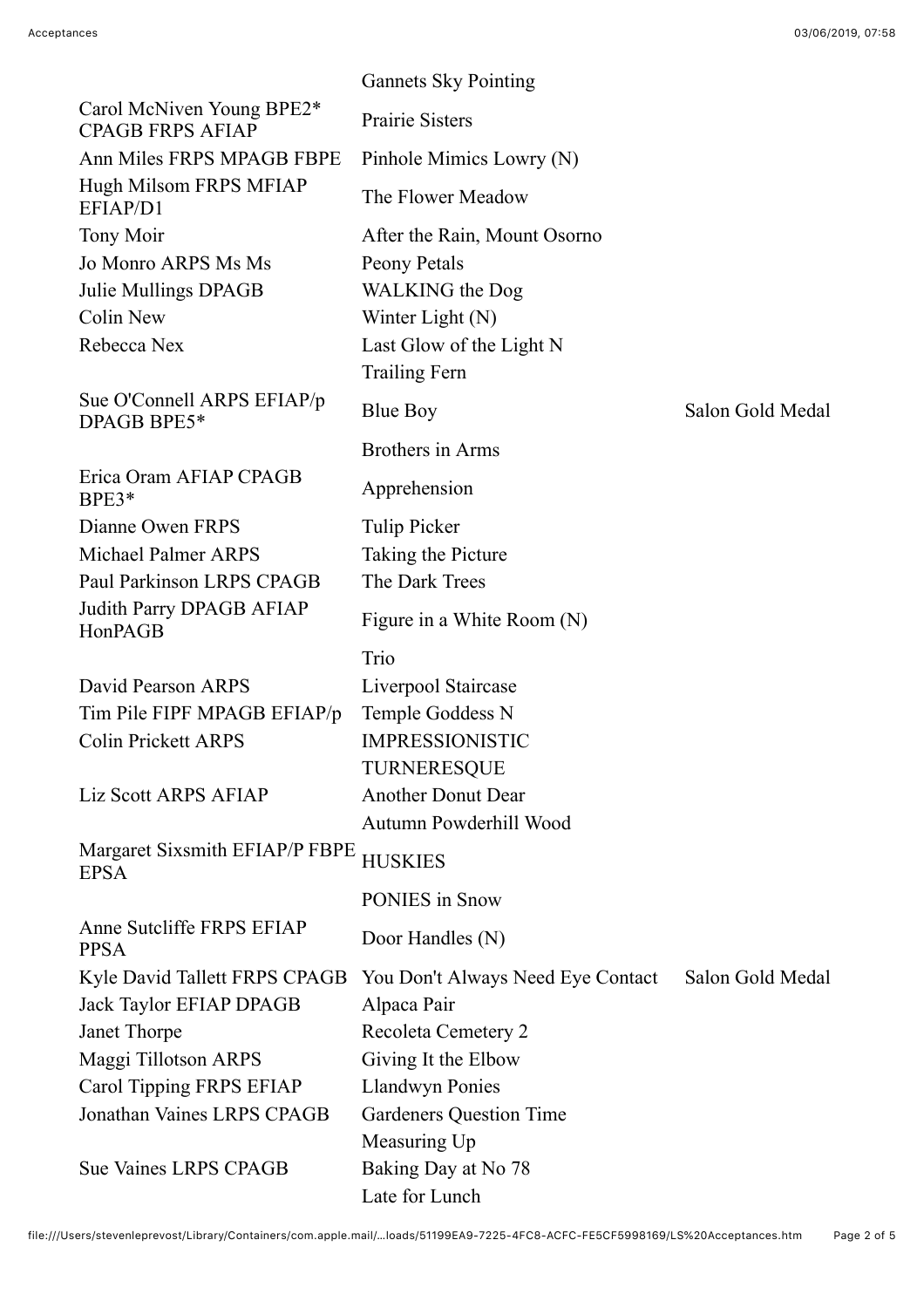| | | |
|---|---|---|
| | Gannets Sky Pointing | |
| Carol McNiven Young BPE2* CPAGB FRPS AFIAP | Prairie Sisters | |
| Ann Miles FRPS MPAGB FBPE | Pinhole Mimics Lowry (N) | |
| Hugh Milsom FRPS MFIAP EFIAP/D1 | The Flower Meadow | |
| Tony Moir | After the Rain, Mount Osorno | |
| Jo Monro ARPS Ms Ms | Peony Petals | |
| Julie Mullings DPAGB | WALKING the Dog | |
| Colin New | Winter Light (N) | |
| Rebecca Nex | Last Glow of the Light N | |
| | Trailing Fern | |
| Sue O'Connell ARPS EFIAP/p DPAGB BPE5* | Blue Boy | Salon Gold Medal |
| | Brothers in Arms | |
| Erica Oram AFIAP CPAGB BPE3* | Apprehension | |
| Dianne Owen FRPS | Tulip Picker | |
| Michael Palmer ARPS | Taking the Picture | |
| Paul Parkinson LRPS CPAGB | The Dark Trees | |
| Judith Parry DPAGB AFIAP HonPAGB | Figure in a White Room (N) | |
| | Trio | |
| David Pearson ARPS | Liverpool Staircase | |
| Tim Pile FIPF MPAGB EFIAP/p | Temple Goddess N | |
| Colin Prickett ARPS | IMPRESSIONISTIC | |
| | TURNERESQUE | |
| Liz Scott ARPS AFIAP | Another Donut Dear | |
| | Autumn Powderhill Wood | |
| Margaret Sixsmith EFIAP/P FBPE EPSA | HUSKIES | |
| | PONIES in Snow | |
| Anne Sutcliffe FRPS EFIAP PPSA | Door Handles (N) | |
| Kyle David Tallett FRPS CPAGB | You Don't Always Need Eye Contact | Salon Gold Medal |
| Jack Taylor EFIAP DPAGB | Alpaca Pair | |
| Janet Thorpe | Recoleta Cemetery 2 | |
| Maggi Tillotson ARPS | Giving It the Elbow | |
| Carol Tipping FRPS EFIAP | Llandwyn Ponies | |
| Jonathan Vaines LRPS CPAGB | Gardeners Question Time | |
| | Measuring Up | |
| Sue Vaines LRPS CPAGB | Baking Day at No 78 | |
| | Late for Lunch | |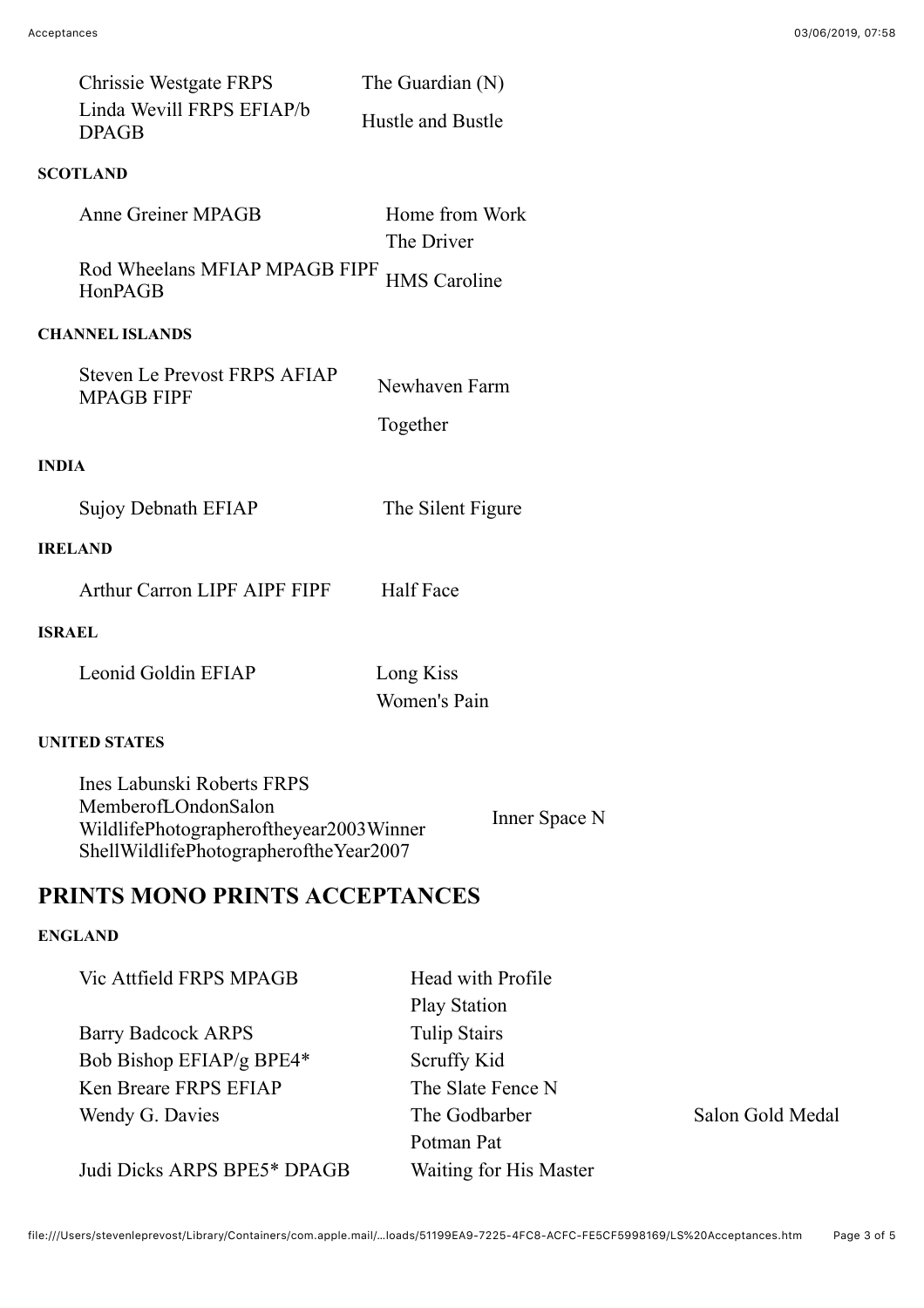| | | |
|---|---|---|
| Chrissie Westgate FRPS | The Guardian (N) | |
| Linda Wevill FRPS EFIAP/b DPAGB | Hustle and Bustle | |

**SCOTLAND**

| | | |
|---|---|---|
| Anne Greiner MPAGB | Home from Work | |
| | The Driver | |
| Rod Wheelans MFIAP MPAGB FIPF HonPAGB | HMS Caroline | |

**CHANNEL ISLANDS**

| | | |
|---|---|---|
| Steven Le Prevost FRPS AFIAP MPAGB FIPF | Newhaven Farm | |
| | Together | |

**INDIA**

| | | |
|---|---|---|
| Sujoy Debnath EFIAP | The Silent Figure | |

**IRELAND**

| | | |
|---|---|---|
| Arthur Carron LIPF AIPF FIPF | Half Face | |

**ISRAEL**

| | | |
|---|---|---|
| Leonid Goldin EFIAP | Long Kiss | |
| | Women's Pain | |

**UNITED STATES**

| | | |
|---|---|---|
| Ines Labunski Roberts FRPS MemberofLOndonSalon WildlifePhotographeroftheyear2003Winner ShellWildlifePhotographeroftheYear2007 | Inner Space N | |

## PRINTS MONO PRINTS ACCEPTANCES

**ENGLAND**

| | | |
|---|---|---|
| Vic Attfield FRPS MPAGB | Head with Profile | |
| | Play Station | |
| Barry Badcock ARPS | Tulip Stairs | |
| Bob Bishop EFIAP/g BPE4* | Scruffy Kid | |
| Ken Breare FRPS EFIAP | The Slate Fence N | |
| Wendy G. Davies | The Godbarber | Salon Gold Medal |
| | Potman Pat | |
| Judi Dicks ARPS BPE5* DPAGB | Waiting for His Master | |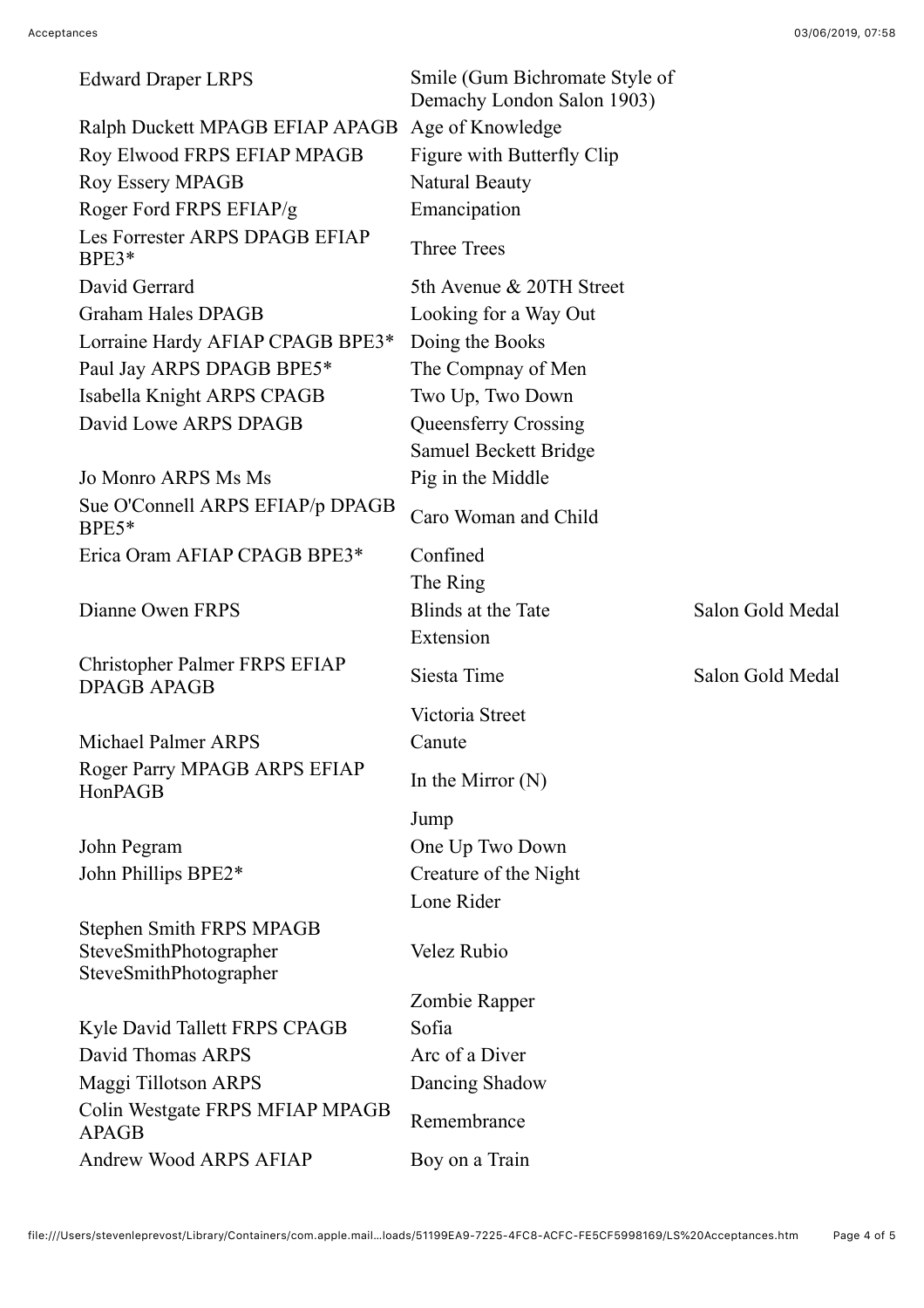| | | |
|---|---|---|
| Edward Draper LRPS | Smile (Gum Bichromate Style of Demachy London Salon 1903) | |
| Ralph Duckett MPAGB EFIAP APAGB | Age of Knowledge | |
| Roy Elwood FRPS EFIAP MPAGB | Figure with Butterfly Clip | |
| Roy Essery MPAGB | Natural Beauty | |
| Roger Ford FRPS EFIAP/g | Emancipation | |
| Les Forrester ARPS DPAGB EFIAP BPE3* | Three Trees | |
| David Gerrard | 5th Avenue & 20TH Street | |
| Graham Hales DPAGB | Looking for a Way Out | |
| Lorraine Hardy AFIAP CPAGB BPE3* | Doing the Books | |
| Paul Jay ARPS DPAGB BPE5* | The Compnay of Men | |
| Isabella Knight ARPS CPAGB | Two Up, Two Down | |
| David Lowe ARPS DPAGB | Queensferry Crossing | |
| | Samuel Beckett Bridge | |
| Jo Monro ARPS Ms Ms | Pig in the Middle | |
| Sue O'Connell ARPS EFIAP/p DPAGB BPE5* | Caro Woman and Child | |
| Erica Oram AFIAP CPAGB BPE3* | Confined | |
| | The Ring | |
| Dianne Owen FRPS | Blinds at the Tate | Salon Gold Medal |
| | Extension | |
| Christopher Palmer FRPS EFIAP DPAGB APAGB | Siesta Time | Salon Gold Medal |
| | Victoria Street | |
| Michael Palmer ARPS | Canute | |
| Roger Parry MPAGB ARPS EFIAP HonPAGB | In the Mirror (N) | |
| | Jump | |
| John Pegram | One Up Two Down | |
| John Phillips BPE2* | Creature of the Night | |
| | Lone Rider | |
| Stephen Smith FRPS MPAGB SteveSmithPhotographer SteveSmithPhotographer | Velez Rubio | |
| | Zombie Rapper | |
| Kyle David Tallett FRPS CPAGB | Sofia | |
| David Thomas ARPS | Arc of a Diver | |
| Maggi Tillotson ARPS | Dancing Shadow | |
| Colin Westgate FRPS MFIAP MPAGB APAGB | Remembrance | |
| Andrew Wood ARPS AFIAP | Boy on a Train | |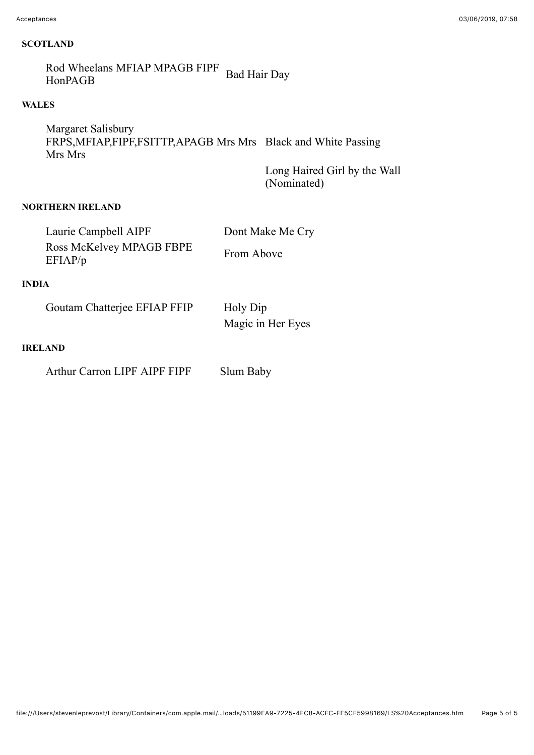**SCOTLAND**

| | |
|---|---|
| Rod Wheelans MFIAP MPAGB FIPF HonPAGB | Bad Hair Day |

**WALES**

| | |
|---|---|
| Margaret Salisbury FRPS,MFIAP,FIPF,FSITTP,APAGB Mrs Mrs Mrs Mrs | Black and White Passing |
| | Long Haired Girl by the Wall (Nominated) |

**NORTHERN IRELAND**

| | |
|---|---|
| Laurie Campbell AIPF | Dont Make Me Cry |
| Ross McKelvey MPAGB FBPE EFIAP/p | From Above |

**INDIA**

| | |
|---|---|
| Goutam Chatterjee EFIAP FFIP | Holy Dip |
| | Magic in Her Eyes |

**IRELAND**

| | |
|---|---|
| Arthur Carron LIPF AIPF FIPF | Slum Baby |